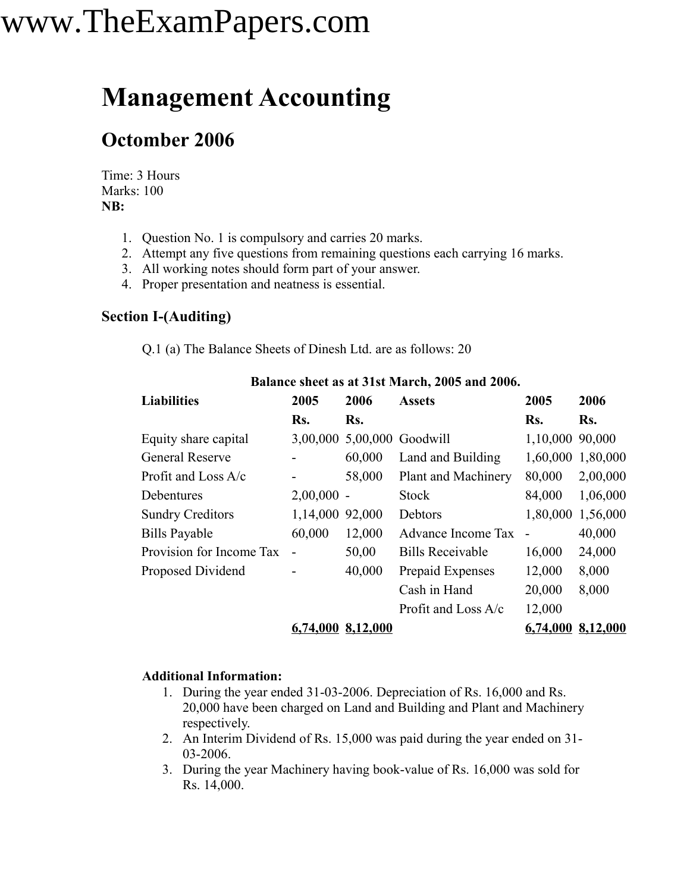www.TheExamPapers.com

# Management Accounting

## Octomber 2006

Time: 3 Hours
Marks: 100
**NB:**

1. Question No. 1 is compulsory and carries 20 marks.
2. Attempt any five questions from remaining questions each carrying 16 marks.
3. All working notes should form part of your answer.
4. Proper presentation and neatness is essential.

### Section I-(Auditing)

Q.1 (a) The Balance Sheets of Dinesh Ltd. are as follows: 20

**Balance sheet as at 31st March, 2005 and 2006.**

| **Liabilities** | **2005** | **2006** | **Assets** | **2005** | **2006** |
|---|---|---|---|---|---|
| | **Rs.** | **Rs.** | | **Rs.** | **Rs.** |
| Equity share capital | 3,00,000 | 5,00,000 | Goodwill | 1,10,000 | 90,000 |
| General Reserve | - | 60,000 | Land and Building | 1,60,000 | 1,80,000 |
| Profit and Loss A/c | - | 58,000 | Plant and Machinery | 80,000 | 2,00,000 |
| Debentures | 2,00,000 | - | Stock | 84,000 | 1,06,000 |
| Sundry Creditors | 1,14,000 | 92,000 | Debtors | 1,80,000 | 1,56,000 |
| Bills Payable | 60,000 | 12,000 | Advance Income Tax | - | 40,000 |
| Provision for Income Tax | - | 50,00 | Bills Receivable | 16,000 | 24,000 |
| Proposed Dividend | - | 40,000 | Prepaid Expenses | 12,000 | 8,000 |
| | | | Cash in Hand | 20,000 | 8,000 |
| | | | Profit and Loss A/c | 12,000 | |
| | **6,74,000** | **8,12,000** | | **6,74,000** | **8,12,000** |

**Additional Information:**

1. During the year ended 31-03-2006. Depreciation of Rs. 16,000 and Rs. 20,000 have been charged on Land and Building and Plant and Machinery respectively.
2. An Interim Dividend of Rs. 15,000 was paid during the year ended on 31-03-2006.
3. During the year Machinery having book-value of Rs. 16,000 was sold for Rs. 14,000.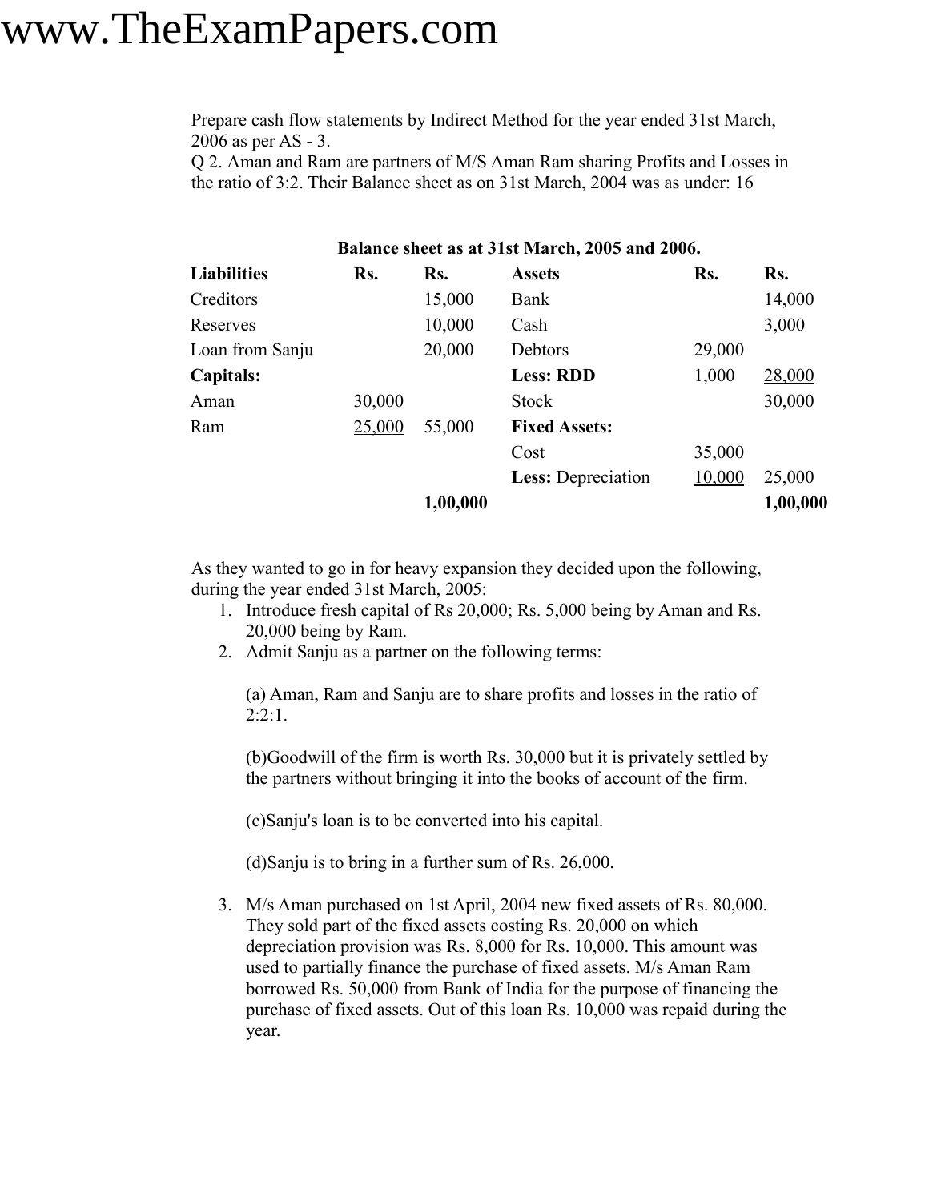Prepare cash flow statements by Indirect Method for the year ended 31st March, 2006 as per AS - 3.

Q 2. Aman and Ram are partners of M/S Aman Ram sharing Profits and Losses in the ratio of 3:2. Their Balance sheet as on 31st March, 2004 was as under: 16

**Balance sheet as at 31st March, 2005 and 2006.**

| **Liabilities** | **Rs.** | **Rs.** | **Assets** | **Rs.** | **Rs.** |
|---|---|---|---|---|---|
| Creditors | | 15,000 | Bank | | 14,000 |
| Reserves | | 10,000 | Cash | | 3,000 |
| Loan from Sanju | | 20,000 | Debtors | 29,000 | |
| **Capitals:** | | | **Less: RDD** | 1,000 | 28,000 |
| Aman | 30,000 | | Stock | | 30,000 |
| Ram | 25,000 | 55,000 | **Fixed Assets:** | | |
| | | | Cost | 35,000 | |
| | | | **Less:** Depreciation | 10,000 | 25,000 |
| | | **1,00,000** | | | **1,00,000** |

As they wanted to go in for heavy expansion they decided upon the following, during the year ended 31st March, 2005:

1. Introduce fresh capital of Rs 20,000; Rs. 5,000 being by Aman and Rs. 20,000 being by Ram.
2. Admit Sanju as a partner on the following terms:

   (a) Aman, Ram and Sanju are to share profits and losses in the ratio of 2:2:1.

   (b)Goodwill of the firm is worth Rs. 30,000 but it is privately settled by the partners without bringing it into the books of account of the firm.

   (c)Sanju's loan is to be converted into his capital.

   (d)Sanju is to bring in a further sum of Rs. 26,000.

3. M/s Aman purchased on 1st April, 2004 new fixed assets of Rs. 80,000. They sold part of the fixed assets costing Rs. 20,000 on which depreciation provision was Rs. 8,000 for Rs. 10,000. This amount was used to partially finance the purchase of fixed assets. M/s Aman Ram borrowed Rs. 50,000 from Bank of India for the purpose of financing the purchase of fixed assets. Out of this loan Rs. 10,000 was repaid during the year.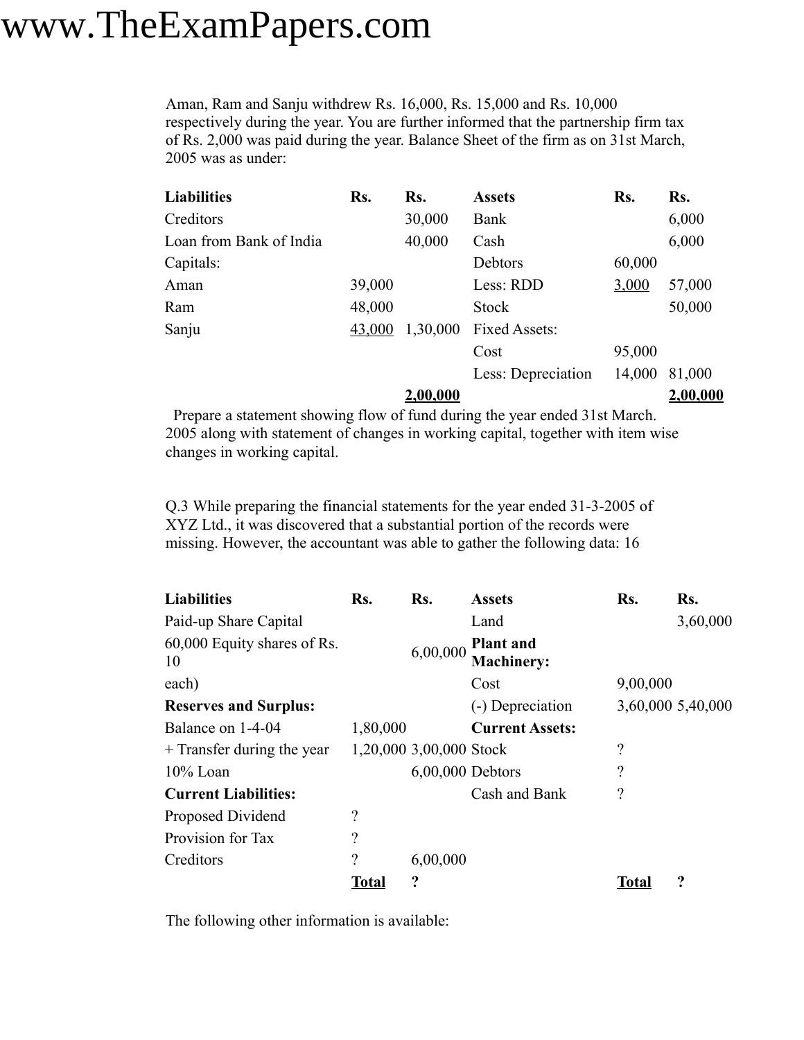Aman, Ram and Sanju withdrew Rs. 16,000, Rs. 15,000 and Rs. 10,000 respectively during the year. You are further informed that the partnership firm tax of Rs. 2,000 was paid during the year. Balance Sheet of the firm as on 31st March, 2005 was as under:

| Liabilities | Rs. | Rs. | Assets | Rs. | Rs. |
|---|---|---|---|---|---|
| Creditors | | 30,000 | Bank | | 6,000 |
| Loan from Bank of India | | 40,000 | Cash | | 6,000 |
| Capitals: | | | Debtors | 60,000 | |
| Aman | 39,000 | | Less: RDD | 3,000 | 57,000 |
| Ram | 48,000 | | Stock | | 50,000 |
| Sanju | 43,000 | 1,30,000 | Fixed Assets: | | |
| | | | Cost | 95,000 | |
| | | | Less: Depreciation | 14,000 | 81,000 |
| | | **2,00,000** | | | **2,00,000** |

Prepare a statement showing flow of fund during the year ended 31st March. 2005 along with statement of changes in working capital, together with item wise changes in working capital.

Q.3 While preparing the financial statements for the year ended 31-3-2005 of XYZ Ltd., it was discovered that a substantial portion of the records were missing. However, the accountant was able to gather the following data: 16

| Liabilities | Rs. | Rs. | Assets | Rs. | Rs. |
|---|---|---|---|---|---|
| Paid-up Share Capital | | | Land | | 3,60,000 |
| 60,000 Equity shares of Rs. 10 | | 6,00,000 | **Plant and Machinery:** | | |
| each) | | | Cost | 9,00,000 | |
| **Reserves and Surplus:** | | | (-) Depreciation | 3,60,000 | 5,40,000 |
| Balance on 1-4-04 | 1,80,000 | | **Current Assets:** | | |
| + Transfer during the year | 1,20,000 | 3,00,000 | Stock | ? | |
| 10% Loan | | 6,00,000 | Debtors | ? | |
| **Current Liabilities:** | | | Cash and Bank | ? | |
| Proposed Dividend | ? | | | | |
| Provision for Tax | ? | | | | |
| Creditors | ? | 6,00,000 | | | |
| | **Total** | **?** | | **Total** | **?** |

The following other information is available: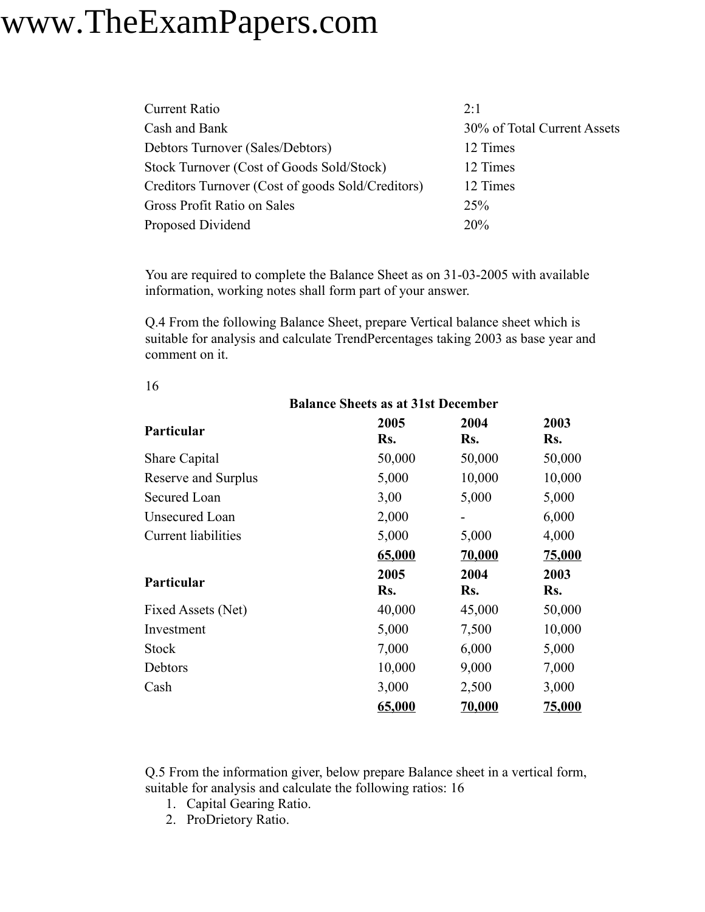| | |
|---|---|
| Current Ratio | 2:1 |
| Cash and Bank | 30% of Total Current Assets |
| Debtors Turnover (Sales/Debtors) | 12 Times |
| Stock Turnover (Cost of Goods Sold/Stock) | 12 Times |
| Creditors Turnover (Cost of goods Sold/Creditors) | 12 Times |
| Gross Profit Ratio on Sales | 25% |
| Proposed Dividend | 20% |

You are required to complete the Balance Sheet as on 31-03-2005 with available information, working notes shall form part of your answer.

Q.4 From the following Balance Sheet, prepare Vertical balance sheet which is suitable for analysis and calculate TrendPercentages taking 2003 as base year and comment on it.

16

**Balance Sheets as at 31st December**

| **Particular** | **2005 Rs.** | **2004 Rs.** | **2003 Rs.** |
|---|---|---|---|
| Share Capital | 50,000 | 50,000 | 50,000 |
| Reserve and Surplus | 5,000 | 10,000 | 10,000 |
| Secured Loan | 3,00 | 5,000 | 5,000 |
| Unsecured Loan | 2,000 | - | 6,000 |
| Current liabilities | 5,000 | 5,000 | 4,000 |
| | **65,000** | **70,000** | **75,000** |
| **Particular** | **2005 Rs.** | **2004 Rs.** | **2003 Rs.** |
| Fixed Assets (Net) | 40,000 | 45,000 | 50,000 |
| Investment | 5,000 | 7,500 | 10,000 |
| Stock | 7,000 | 6,000 | 5,000 |
| Debtors | 10,000 | 9,000 | 7,000 |
| Cash | 3,000 | 2,500 | 3,000 |
| | **65,000** | **70,000** | **75,000** |

Q.5 From the information giver, below prepare Balance sheet in a vertical form, suitable for analysis and calculate the following ratios: 16

1. Capital Gearing Ratio.
2. ProDrietory Ratio.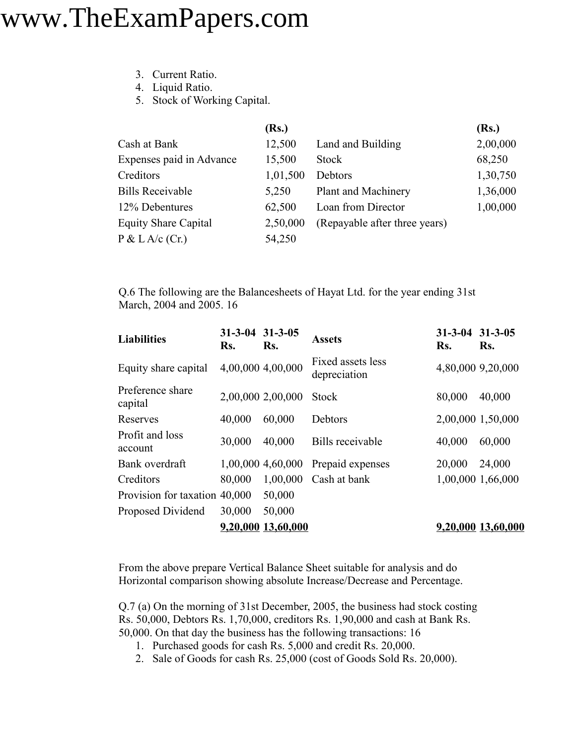3. Current Ratio.
4. Liquid Ratio.
5. Stock of Working Capital.

| | (Rs.) | | (Rs.) |
|---|---|---|---|
| Cash at Bank | 12,500 | Land and Building | 2,00,000 |
| Expenses paid in Advance | 15,500 | Stock | 68,250 |
| Creditors | 1,01,500 | Debtors | 1,30,750 |
| Bills Receivable | 5,250 | Plant and Machinery | 1,36,000 |
| 12% Debentures | 62,500 | Loan from Director | 1,00,000 |
| Equity Share Capital | 2,50,000 | (Repayable after three years) | |
| P & L A/c (Cr.) | 54,250 | | |

Q.6 The following are the Balancesheets of Hayat Ltd. for the year ending 31st March, 2004 and 2005. 16

| Liabilities | 31-3-04 Rs. | 31-3-05 Rs. | Assets | 31-3-04 Rs. | 31-3-05 Rs. |
|---|---|---|---|---|---|
| Equity share capital | 4,00,000 | 4,00,000 | Fixed assets less depreciation | 4,80,000 | 9,20,000 |
| Preference share capital | 2,00,000 | 2,00,000 | Stock | 80,000 | 40,000 |
| Reserves | 40,000 | 60,000 | Debtors | 2,00,000 | 1,50,000 |
| Profit and loss account | 30,000 | 40,000 | Bills receivable | 40,000 | 60,000 |
| Bank overdraft | 1,00,000 | 4,60,000 | Prepaid expenses | 20,000 | 24,000 |
| Creditors | 80,000 | 1,00,000 | Cash at bank | 1,00,000 | 1,66,000 |
| Provision for taxation | 40,000 | 50,000 | | | |
| Proposed Dividend | 30,000 | 50,000 | | | |
| | **9,20,000** | **13,60,000** | | **9,20,000** | **13,60,000** |

From the above prepare Vertical Balance Sheet suitable for analysis and do Horizontal comparison showing absolute Increase/Decrease and Percentage.

Q.7 (a) On the morning of 31st December, 2005, the business had stock costing Rs. 50,000, Debtors Rs. 1,70,000, creditors Rs. 1,90,000 and cash at Bank Rs. 50,000. On that day the business has the following transactions: 16

1. Purchased goods for cash Rs. 5,000 and credit Rs. 20,000.
2. Sale of Goods for cash Rs. 25,000 (cost of Goods Sold Rs. 20,000).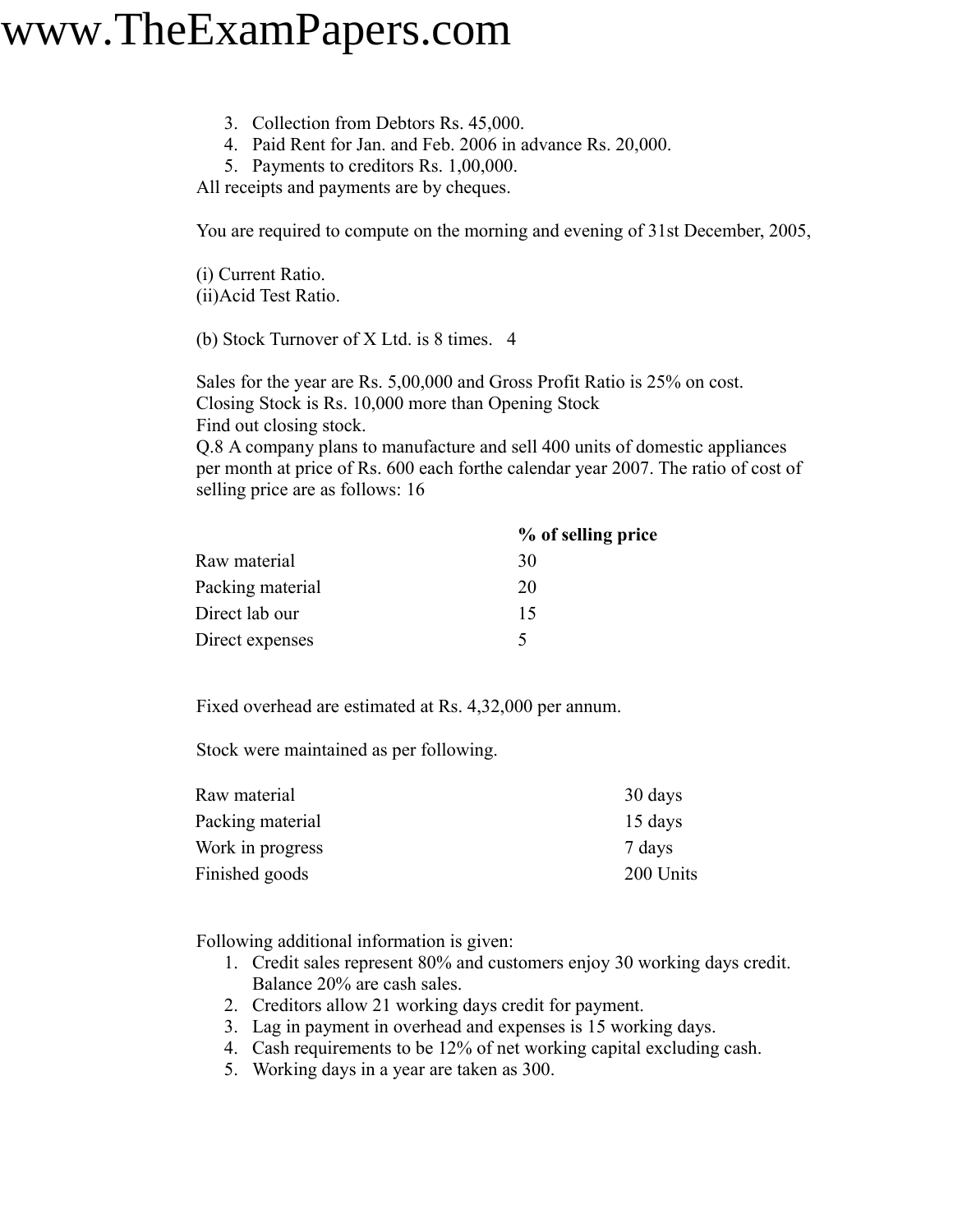3. Collection from Debtors Rs. 45,000.
4. Paid Rent for Jan. and Feb. 2006 in advance Rs. 20,000.
5. Payments to creditors Rs. 1,00,000.

All receipts and payments are by cheques.

You are required to compute on the morning and evening of 31st December, 2005,

(i) Current Ratio.
(ii)Acid Test Ratio.

(b) Stock Turnover of X Ltd. is 8 times. 4

Sales for the year are Rs. 5,00,000 and Gross Profit Ratio is 25% on cost.
Closing Stock is Rs. 10,000 more than Opening Stock
Find out closing stock.

Q.8 A company plans to manufacture and sell 400 units of domestic appliances per month at price of Rs. 600 each forthe calendar year 2007. The ratio of cost of selling price are as follows: 16

| | % of selling price |
|---|---|
| Raw material | 30 |
| Packing material | 20 |
| Direct lab our | 15 |
| Direct expenses | 5 |

Fixed overhead are estimated at Rs. 4,32,000 per annum.

Stock were maintained as per following.

| | |
|---|---|
| Raw material | 30 days |
| Packing material | 15 days |
| Work in progress | 7 days |
| Finished goods | 200 Units |

Following additional information is given:

1. Credit sales represent 80% and customers enjoy 30 working days credit. Balance 20% are cash sales.
2. Creditors allow 21 working days credit for payment.
3. Lag in payment in overhead and expenses is 15 working days.
4. Cash requirements to be 12% of net working capital excluding cash.
5. Working days in a year are taken as 300.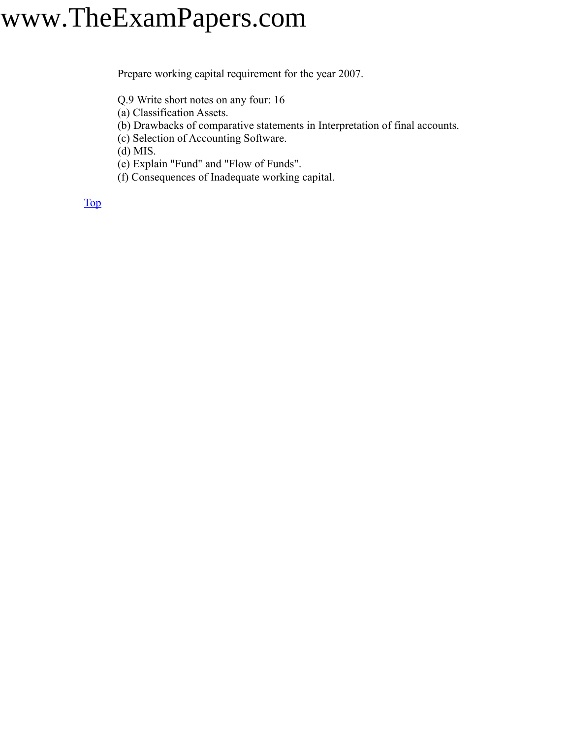Prepare working capital requirement for the year 2007.

Q.9 Write short notes on any four: 16

(a) Classification Assets.
(b) Drawbacks of comparative statements in Interpretation of final accounts.
(c) Selection of Accounting Software.
(d) MIS.
(e) Explain "Fund" and "Flow of Funds".
(f) Consequences of Inadequate working capital.

Top